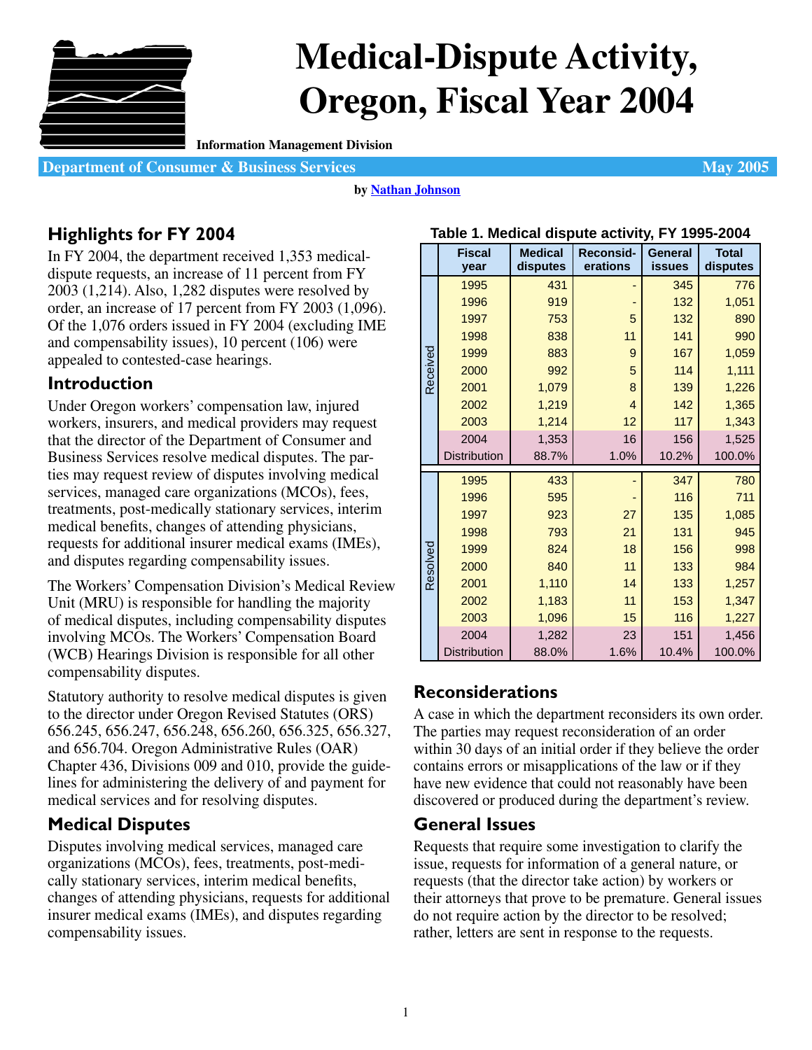# Medical-Dispute Activity, Oregon, Fiscal Year 2004

**Information Management Division**

**Department of Consumer & Business Services** **May 2005**

by Nathan Johnson

## Highlights for FY 2004

In FY 2004, the department received 1,353 medical-dispute requests, an increase of 11 percent from FY 2003 (1,214). Also, 1,282 disputes were resolved by order, an increase of 17 percent from FY 2003 (1,096). Of the 1,076 orders issued in FY 2004 (excluding IME and compensability issues), 10 percent (106) were appealed to contested-case hearings.

## Introduction

Under Oregon workers' compensation law, injured workers, insurers, and medical providers may request that the director of the Department of Consumer and Business Services resolve medical disputes. The parties may request review of disputes involving medical services, managed care organizations (MCOs), fees, treatments, post-medically stationary services, interim medical benefits, changes of attending physicians, requests for additional insurer medical exams (IMEs), and disputes regarding compensability issues.

The Workers' Compensation Division's Medical Review Unit (MRU) is responsible for handling the majority of medical disputes, including compensability disputes involving MCOs. The Workers' Compensation Board (WCB) Hearings Division is responsible for all other compensability disputes.

Statutory authority to resolve medical disputes is given to the director under Oregon Revised Statutes (ORS) 656.245, 656.247, 656.248, 656.260, 656.325, 656.327, and 656.704. Oregon Administrative Rules (OAR) Chapter 436, Divisions 009 and 010, provide the guidelines for administering the delivery of and payment for medical services and for resolving disputes.

## Medical Disputes

Disputes involving medical services, managed care organizations (MCOs), fees, treatments, post-medically stationary services, interim medical benefits, changes of attending physicians, requests for additional insurer medical exams (IMEs), and disputes regarding compensability issues.

**Table 1. Medical dispute activity, FY 1995-2004**

| | Fiscal year | Medical disputes | Reconsid-erations | General issues | Total disputes |
|---|---|---|---|---|---|
| Received | 1995 | 431 | - | 345 | 776 |
| | 1996 | 919 | - | 132 | 1,051 |
| | 1997 | 753 | 5 | 132 | 890 |
| | 1998 | 838 | 11 | 141 | 990 |
| | 1999 | 883 | 9 | 167 | 1,059 |
| | 2000 | 992 | 5 | 114 | 1,111 |
| | 2001 | 1,079 | 8 | 139 | 1,226 |
| | 2002 | 1,219 | 4 | 142 | 1,365 |
| | 2003 | 1,214 | 12 | 117 | 1,343 |
| | 2004 | 1,353 | 16 | 156 | 1,525 |
| | Distribution | 88.7% | 1.0% | 10.2% | 100.0% |
| Resolved | 1995 | 433 | - | 347 | 780 |
| | 1996 | 595 | - | 116 | 711 |
| | 1997 | 923 | 27 | 135 | 1,085 |
| | 1998 | 793 | 21 | 131 | 945 |
| | 1999 | 824 | 18 | 156 | 998 |
| | 2000 | 840 | 11 | 133 | 984 |
| | 2001 | 1,110 | 14 | 133 | 1,257 |
| | 2002 | 1,183 | 11 | 153 | 1,347 |
| | 2003 | 1,096 | 15 | 116 | 1,227 |
| | 2004 | 1,282 | 23 | 151 | 1,456 |
| | Distribution | 88.0% | 1.6% | 10.4% | 100.0% |

## Reconsiderations

A case in which the department reconsiders its own order. The parties may request reconsideration of an order within 30 days of an initial order if they believe the order contains errors or misapplications of the law or if they have new evidence that could not reasonably have been discovered or produced during the department's review.

## General Issues

Requests that require some investigation to clarify the issue, requests for information of a general nature, or requests (that the director take action) by workers or their attorneys that prove to be premature. General issues do not require action by the director to be resolved; rather, letters are sent in response to the requests.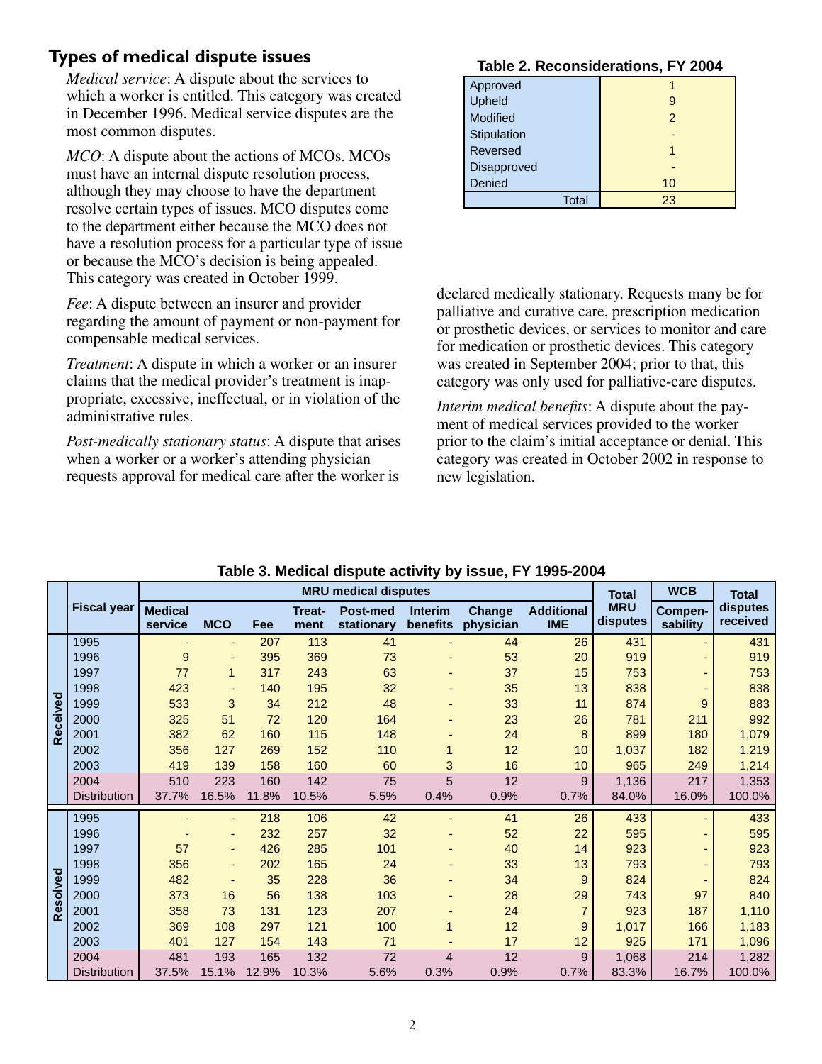## Types of medical dispute issues

*Medical service*: A dispute about the services to which a worker is entitled. This category was created in December 1996. Medical service disputes are the most common disputes.

*MCO*: A dispute about the actions of MCOs. MCOs must have an internal dispute resolution process, although they may choose to have the department resolve certain types of issues. MCO disputes come to the department either because the MCO does not have a resolution process for a particular type of issue or because the MCO's decision is being appealed. This category was created in October 1999.

*Fee*: A dispute between an insurer and provider regarding the amount of payment or non-payment for compensable medical services.

*Treatment*: A dispute in which a worker or an insurer claims that the medical provider's treatment is inappropriate, excessive, ineffectual, or in violation of the administrative rules.

*Post-medically stationary status*: A dispute that arises when a worker or a worker's attending physician requests approval for medical care after the worker is declared medically stationary. Requests many be for palliative and curative care, prescription medication or prosthetic devices, or services to monitor and care for medication or prosthetic devices. This category was created in September 2004; prior to that, this category was only used for palliative-care disputes.

*Interim medical benefits*: A dispute about the payment of medical services provided to the worker prior to the claim's initial acceptance or denial. This category was created in October 2002 in response to new legislation.

**Table 2. Reconsiderations, FY 2004**

| | |
|---|---|
| Approved | 1 |
| Upheld | 9 |
| Modified | 2 |
| Stipulation | - |
| Reversed | 1 |
| Disapproved | - |
| Denied | 10 |
| Total | 23 |

**Table 3. Medical dispute activity by issue, FY 1995-2004**

| | Fiscal year | MRU medical disputes | | | | | | | | Total MRU disputes | WCB | Total disputes received |
|---|---|---|---|---|---|---|---|---|---|---|---|---|
| | | Medical service | MCO | Fee | Treat-ment | Post-med stationary | Interim benefits | Change physician | Additional IME | | Compen-sability | |
| Received | 1995 | - | - | 207 | 113 | 41 | - | 44 | 26 | 431 | - | 431 |
| | 1996 | 9 | - | 395 | 369 | 73 | - | 53 | 20 | 919 | - | 919 |
| | 1997 | 77 | 1 | 317 | 243 | 63 | - | 37 | 15 | 753 | - | 753 |
| | 1998 | 423 | - | 140 | 195 | 32 | - | 35 | 13 | 838 | - | 838 |
| | 1999 | 533 | 3 | 34 | 212 | 48 | - | 33 | 11 | 874 | 9 | 883 |
| | 2000 | 325 | 51 | 72 | 120 | 164 | - | 23 | 26 | 781 | 211 | 992 |
| | 2001 | 382 | 62 | 160 | 115 | 148 | - | 24 | 8 | 899 | 180 | 1,079 |
| | 2002 | 356 | 127 | 269 | 152 | 110 | 1 | 12 | 10 | 1,037 | 182 | 1,219 |
| | 2003 | 419 | 139 | 158 | 160 | 60 | 3 | 16 | 10 | 965 | 249 | 1,214 |
| | 2004 | 510 | 223 | 160 | 142 | 75 | 5 | 12 | 9 | 1,136 | 217 | 1,353 |
| | Distribution | 37.7% | 16.5% | 11.8% | 10.5% | 5.5% | 0.4% | 0.9% | 0.7% | 84.0% | 16.0% | 100.0% |
| Resolved | 1995 | - | - | 218 | 106 | 42 | - | 41 | 26 | 433 | - | 433 |
| | 1996 | - | - | 232 | 257 | 32 | - | 52 | 22 | 595 | - | 595 |
| | 1997 | 57 | - | 426 | 285 | 101 | - | 40 | 14 | 923 | - | 923 |
| | 1998 | 356 | - | 202 | 165 | 24 | - | 33 | 13 | 793 | - | 793 |
| | 1999 | 482 | - | 35 | 228 | 36 | - | 34 | 9 | 824 | - | 824 |
| | 2000 | 373 | 16 | 56 | 138 | 103 | - | 28 | 29 | 743 | 97 | 840 |
| | 2001 | 358 | 73 | 131 | 123 | 207 | - | 24 | 7 | 923 | 187 | 1,110 |
| | 2002 | 369 | 108 | 297 | 121 | 100 | 1 | 12 | 9 | 1,017 | 166 | 1,183 |
| | 2003 | 401 | 127 | 154 | 143 | 71 | - | 17 | 12 | 925 | 171 | 1,096 |
| | 2004 | 481 | 193 | 165 | 132 | 72 | 4 | 12 | 9 | 1,068 | 214 | 1,282 |
| | Distribution | 37.5% | 15.1% | 12.9% | 10.3% | 5.6% | 0.3% | 0.9% | 0.7% | 83.3% | 16.7% | 100.0% |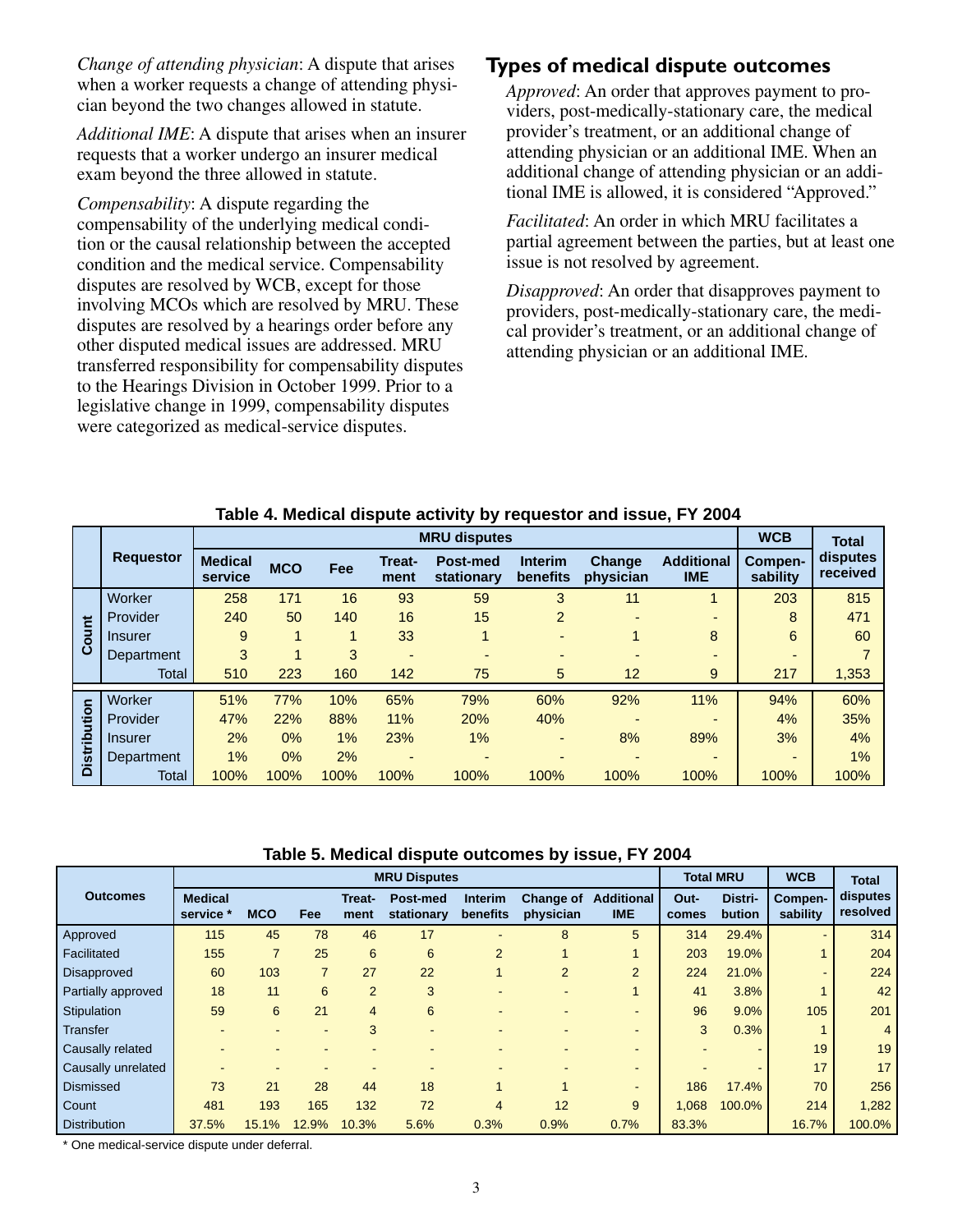*Change of attending physician*: A dispute that arises when a worker requests a change of attending physician beyond the two changes allowed in statute.

*Additional IME*: A dispute that arises when an insurer requests that a worker undergo an insurer medical exam beyond the three allowed in statute.

*Compensability*: A dispute regarding the compensability of the underlying medical condition or the causal relationship between the accepted condition and the medical service. Compensability disputes are resolved by WCB, except for those involving MCOs which are resolved by MRU. These disputes are resolved by a hearings order before any other disputed medical issues are addressed. MRU transferred responsibility for compensability disputes to the Hearings Division in October 1999. Prior to a legislative change in 1999, compensability disputes were categorized as medical-service disputes.

## Types of medical dispute outcomes

*Approved*: An order that approves payment to providers, post-medically-stationary care, the medical provider's treatment, or an additional change of attending physician or an additional IME. When an additional change of attending physician or an additional IME is allowed, it is considered "Approved."

*Facilitated*: An order in which MRU facilitates a partial agreement between the parties, but at least one issue is not resolved by agreement.

*Disapproved*: An order that disapproves payment to providers, post-medically-stationary care, the medical provider's treatment, or an additional change of attending physician or an additional IME.

**Table 4. Medical dispute activity by requestor and issue, FY 2004**

| | Requestor | MRU disputes | | | | | | | | WCB | Total |
|---|---|---|---|---|---|---|---|---|---|---|---|
| | | Medical service | MCO | Fee | Treatment | Post-med stationary | Interim benefits | Change physician | Additional IME | Compensability | disputes received |
| Count | Worker | 258 | 171 | 16 | 93 | 59 | 3 | 11 | 1 | 203 | 815 |
| | Provider | 240 | 50 | 140 | 16 | 15 | 2 | - | - | 8 | 471 |
| | Insurer | 9 | 1 | 1 | 33 | 1 | - | 1 | 8 | 6 | 60 |
| | Department | 3 | 1 | 3 | - | - | - | - | - | - | 7 |
| | Total | 510 | 223 | 160 | 142 | 75 | 5 | 12 | 9 | 217 | 1,353 |
| Distribution | Worker | 51% | 77% | 10% | 65% | 79% | 60% | 92% | 11% | 94% | 60% |
| | Provider | 47% | 22% | 88% | 11% | 20% | 40% | - | - | 4% | 35% |
| | Insurer | 2% | 0% | 1% | 23% | 1% | - | 8% | 89% | 3% | 4% |
| | Department | 1% | 0% | 2% | - | - | - | - | - | - | 1% |
| | Total | 100% | 100% | 100% | 100% | 100% | 100% | 100% | 100% | 100% | 100% |

**Table 5. Medical dispute outcomes by issue, FY 2004**

| Outcomes | MRU Disputes | | | | | | | | Total MRU | | WCB | Total |
|---|---|---|---|---|---|---|---|---|---|---|---|---|
| | Medical service * | MCO | Fee | Treatment | Post-med stationary | Interim benefits | Change of physician | Additional IME | Outcomes | Distribution | Compensability | disputes resolved |
| Approved | 115 | 45 | 78 | 46 | 17 | - | 8 | 5 | 314 | 29.4% | - | 314 |
| Facilitated | 155 | 7 | 25 | 6 | 6 | 2 | 1 | 1 | 203 | 19.0% | 1 | 204 |
| Disapproved | 60 | 103 | 7 | 27 | 22 | 1 | 2 | 2 | 224 | 21.0% | - | 224 |
| Partially approved | 18 | 11 | 6 | 2 | 3 | - | - | 1 | 41 | 3.8% | 1 | 42 |
| Stipulation | 59 | 6 | 21 | 4 | 6 | - | - | - | 96 | 9.0% | 105 | 201 |
| Transfer | - | - | - | 3 | - | - | - | - | 3 | 0.3% | 1 | 4 |
| Causally related | - | - | - | - | - | - | - | - | - | - | 19 | 19 |
| Causally unrelated | - | - | - | - | - | - | - | - | - | - | 17 | 17 |
| Dismissed | 73 | 21 | 28 | 44 | 18 | 1 | 1 | - | 186 | 17.4% | 70 | 256 |
| Count | 481 | 193 | 165 | 132 | 72 | 4 | 12 | 9 | 1,068 | 100.0% | 214 | 1,282 |
| Distribution | 37.5% | 15.1% | 12.9% | 10.3% | 5.6% | 0.3% | 0.9% | 0.7% | 83.3% | | 16.7% | 100.0% |

\* One medical-service dispute under deferral.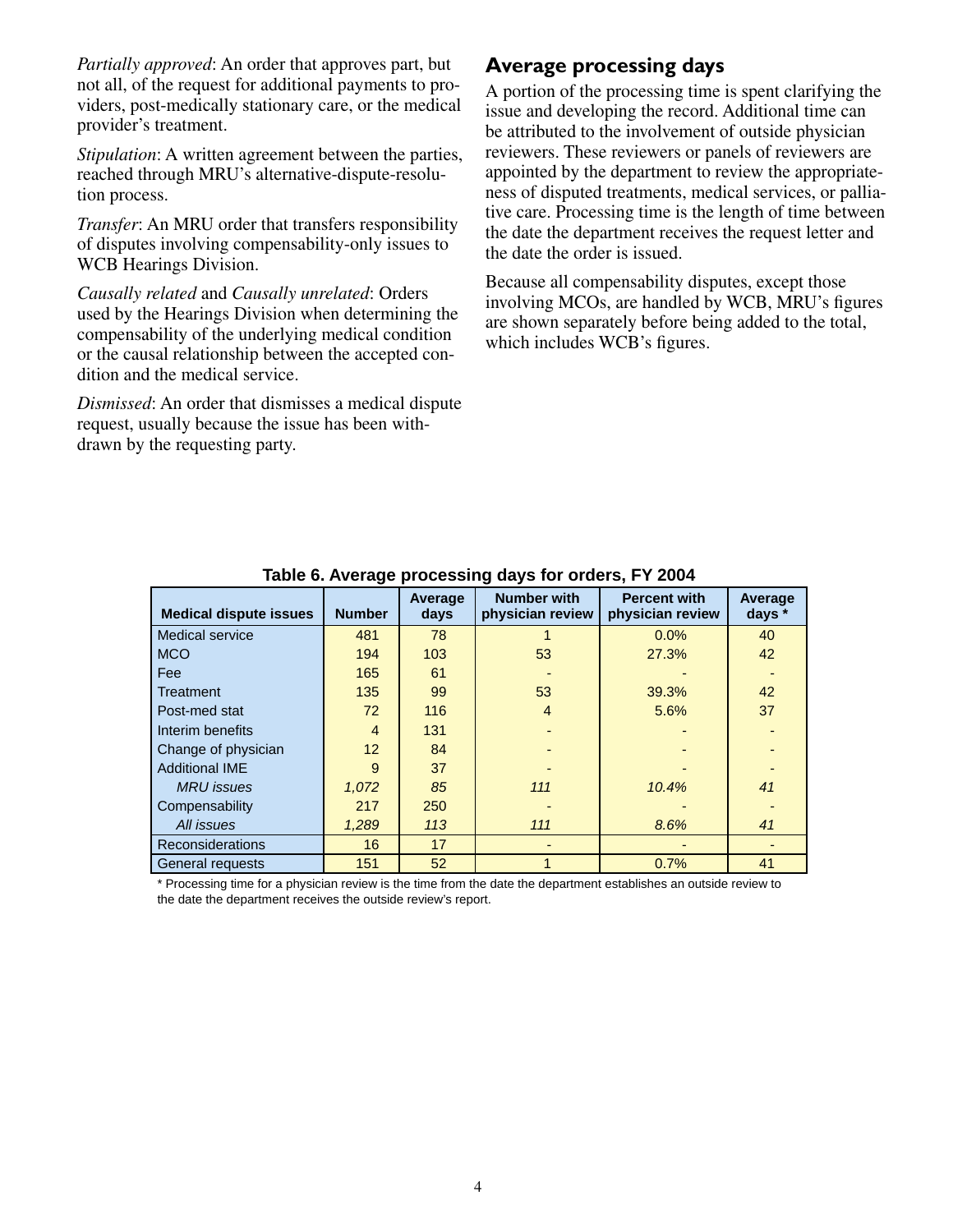*Partially approved*: An order that approves part, but not all, of the request for additional payments to providers, post-medically stationary care, or the medical provider's treatment.

*Stipulation*: A written agreement between the parties, reached through MRU's alternative-dispute-resolution process.

*Transfer*: An MRU order that transfers responsibility of disputes involving compensability-only issues to WCB Hearings Division.

*Causally related* and *Causally unrelated*: Orders used by the Hearings Division when determining the compensability of the underlying medical condition or the causal relationship between the accepted condition and the medical service.

*Dismissed*: An order that dismisses a medical dispute request, usually because the issue has been withdrawn by the requesting party.

## Average processing days

A portion of the processing time is spent clarifying the issue and developing the record. Additional time can be attributed to the involvement of outside physician reviewers. These reviewers or panels of reviewers are appointed by the department to review the appropriateness of disputed treatments, medical services, or palliative care. Processing time is the length of time between the date the department receives the request letter and the date the order is issued.

Because all compensability disputes, except those involving MCOs, are handled by WCB, MRU's figures are shown separately before being added to the total, which includes WCB's figures.

**Table 6. Average processing days for orders, FY 2004**

| Medical dispute issues | Number | Average days | Number with physician review | Percent with physician review | Average days * |
|---|---|---|---|---|---|
| Medical service | 481 | 78 | 1 | 0.0% | 40 |
| MCO | 194 | 103 | 53 | 27.3% | 42 |
| Fee | 165 | 61 | - | - | - |
| Treatment | 135 | 99 | 53 | 39.3% | 42 |
| Post-med stat | 72 | 116 | 4 | 5.6% | 37 |
| Interim benefits | 4 | 131 | - | - | - |
| Change of physician | 12 | 84 | - | - | - |
| Additional IME | 9 | 37 | - | - | - |
| *MRU issues* | *1,072* | *85* | *111* | *10.4%* | *41* |
| Compensability | 217 | 250 | - | - | - |
| *All issues* | *1,289* | *113* | *111* | *8.6%* | *41* |
| Reconsiderations | 16 | 17 | - | - | - |
| General requests | 151 | 52 | 1 | 0.7% | 41 |

\* Processing time for a physician review is the time from the date the department establishes an outside review to the date the department receives the outside review's report.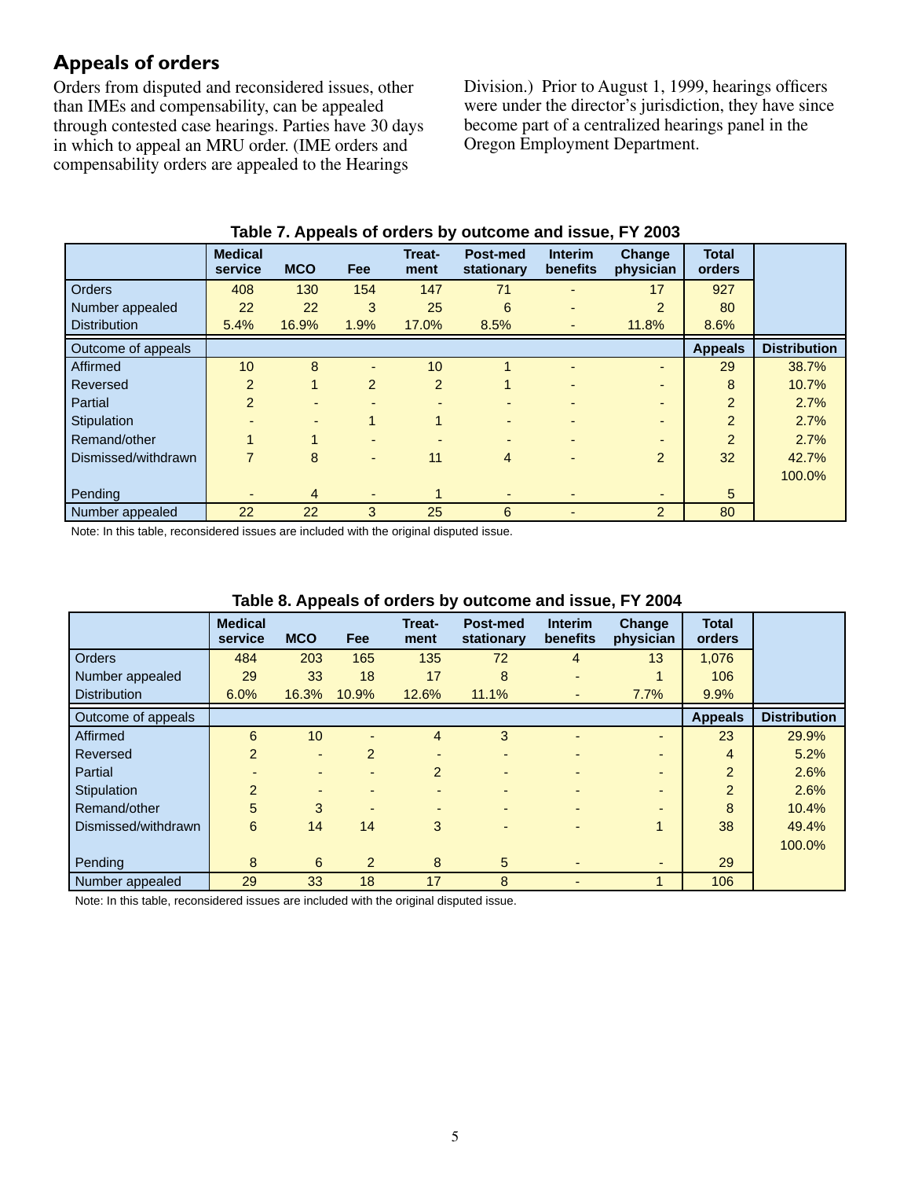## Appeals of orders

Orders from disputed and reconsidered issues, other than IMEs and compensability, can be appealed through contested case hearings. Parties have 30 days in which to appeal an MRU order. (IME orders and compensability orders are appealed to the Hearings Division.) Prior to August 1, 1999, hearings officers were under the director's jurisdiction, they have since become part of a centralized hearings panel in the Oregon Employment Department.

**Table 7. Appeals of orders by outcome and issue, FY 2003**

| | Medical service | MCO | Fee | Treat-ment | Post-med stationary | Interim benefits | Change physician | Total orders | |
|---|---|---|---|---|---|---|---|---|---|
| Orders | 408 | 130 | 154 | 147 | 71 | - | 17 | 927 | |
| Number appealed | 22 | 22 | 3 | 25 | 6 | - | 2 | 80 | |
| Distribution | 5.4% | 16.9% | 1.9% | 17.0% | 8.5% | - | 11.8% | 8.6% | |
| Outcome of appeals | | | | | | | | Appeals | Distribution |
| Affirmed | 10 | 8 | - | 10 | 1 | - | - | 29 | 38.7% |
| Reversed | 2 | 1 | 2 | 2 | 1 | - | - | 8 | 10.7% |
| Partial | 2 | - | - | - | - | - | - | 2 | 2.7% |
| Stipulation | - | - | 1 | 1 | - | - | - | 2 | 2.7% |
| Remand/other | 1 | 1 | - | - | - | - | - | 2 | 2.7% |
| Dismissed/withdrawn | 7 | 8 | - | 11 | 4 | - | 2 | 32 | 42.7% |
| | | | | | | | | | 100.0% |
| Pending | - | 4 | - | 1 | - | - | - | 5 | |
| Number appealed | 22 | 22 | 3 | 25 | 6 | - | 2 | 80 | |

Note: In this table, reconsidered issues are included with the original disputed issue.

**Table 8. Appeals of orders by outcome and issue, FY 2004**

| | Medical service | MCO | Fee | Treat-ment | Post-med stationary | Interim benefits | Change physician | Total orders | |
|---|---|---|---|---|---|---|---|---|---|
| Orders | 484 | 203 | 165 | 135 | 72 | 4 | 13 | 1,076 | |
| Number appealed | 29 | 33 | 18 | 17 | 8 | - | 1 | 106 | |
| Distribution | 6.0% | 16.3% | 10.9% | 12.6% | 11.1% | - | 7.7% | 9.9% | |
| Outcome of appeals | | | | | | | | Appeals | Distribution |
| Affirmed | 6 | 10 | - | 4 | 3 | - | - | 23 | 29.9% |
| Reversed | 2 | - | 2 | - | - | - | - | 4 | 5.2% |
| Partial | - | - | - | 2 | - | - | - | 2 | 2.6% |
| Stipulation | 2 | - | - | - | - | - | - | 2 | 2.6% |
| Remand/other | 5 | 3 | - | - | - | - | - | 8 | 10.4% |
| Dismissed/withdrawn | 6 | 14 | 14 | 3 | - | - | 1 | 38 | 49.4% |
| | | | | | | | | | 100.0% |
| Pending | 8 | 6 | 2 | 8 | 5 | - | - | 29 | |
| Number appealed | 29 | 33 | 18 | 17 | 8 | - | 1 | 106 | |

Note: In this table, reconsidered issues are included with the original disputed issue.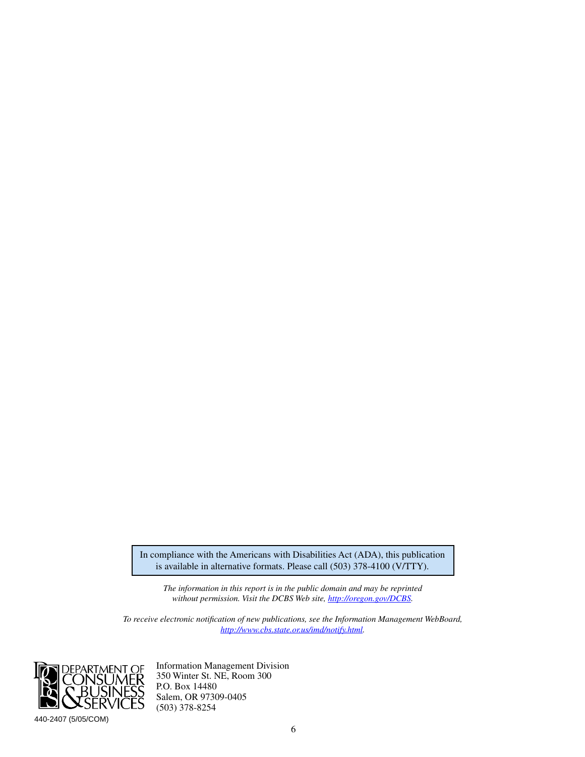In compliance with the Americans with Disabilities Act (ADA), this publication is available in alternative formats. Please call (503) 378-4100 (V/TTY).

*The information in this report is in the public domain and may be reprinted without permission. Visit the DCBS Web site, [http://oregon.gov/DCBS](http://oregon.gov/DCBS).*

*To receive electronic notification of new publications, see the Information Management WebBoard, [http://www.cbs.state.or.us/imd/notify.html](http://www.cbs.state.or.us/imd/notify.html).*

DEPARTMENT OF CONSUMER & BUSINESS SERVICES

Information Management Division
350 Winter St. NE, Room 300
P.O. Box 14480
Salem, OR 97309-0405
(503) 378-8254

440-2407 (5/05/COM)